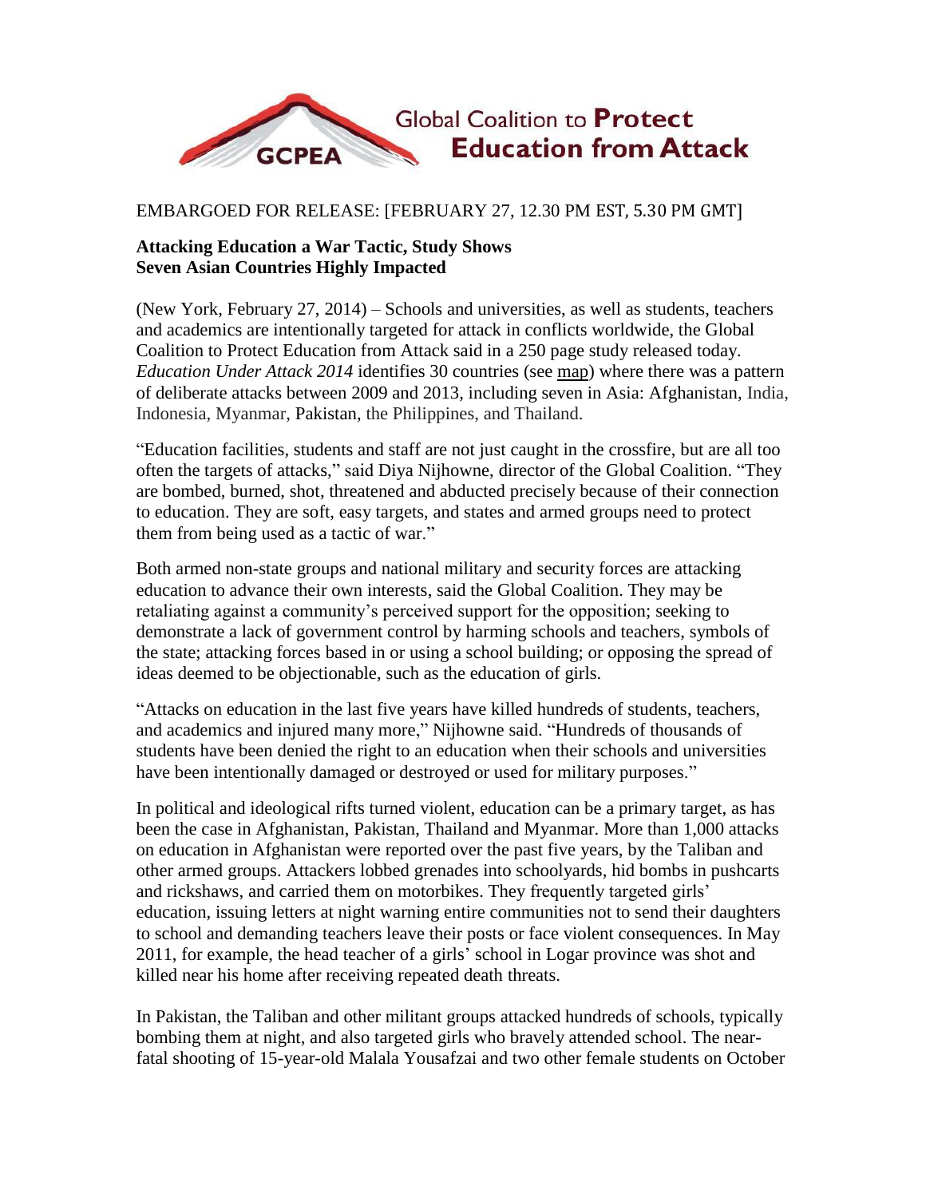Global Coalition to **Protect Education from Attack**

GCPEA

EMBARGOED FOR RELEASE: [FEBRUARY 27, 12.30 PM EST, 5.30 PM GMT]

**Attacking Education a War Tactic, Study Shows**
**Seven Asian Countries Highly Impacted**

(New York, February 27, 2014) – Schools and universities, as well as students, teachers and academics are intentionally targeted for attack in conflicts worldwide, the Global Coalition to Protect Education from Attack said in a 250 page study released today. *Education Under Attack 2014* identifies 30 countries (see map) where there was a pattern of deliberate attacks between 2009 and 2013, including seven in Asia: Afghanistan, India, Indonesia, Myanmar, Pakistan, the Philippines, and Thailand.

"Education facilities, students and staff are not just caught in the crossfire, but are all too often the targets of attacks," said Diya Nijhowne, director of the Global Coalition. "They are bombed, burned, shot, threatened and abducted precisely because of their connection to education. They are soft, easy targets, and states and armed groups need to protect them from being used as a tactic of war."

Both armed non-state groups and national military and security forces are attacking education to advance their own interests, said the Global Coalition. They may be retaliating against a community's perceived support for the opposition; seeking to demonstrate a lack of government control by harming schools and teachers, symbols of the state; attacking forces based in or using a school building; or opposing the spread of ideas deemed to be objectionable, such as the education of girls.

"Attacks on education in the last five years have killed hundreds of students, teachers, and academics and injured many more," Nijhowne said. "Hundreds of thousands of students have been denied the right to an education when their schools and universities have been intentionally damaged or destroyed or used for military purposes."

In political and ideological rifts turned violent, education can be a primary target, as has been the case in Afghanistan, Pakistan, Thailand and Myanmar. More than 1,000 attacks on education in Afghanistan were reported over the past five years, by the Taliban and other armed groups. Attackers lobbed grenades into schoolyards, hid bombs in pushcarts and rickshaws, and carried them on motorbikes. They frequently targeted girls' education, issuing letters at night warning entire communities not to send their daughters to school and demanding teachers leave their posts or face violent consequences. In May 2011, for example, the head teacher of a girls' school in Logar province was shot and killed near his home after receiving repeated death threats.

In Pakistan, the Taliban and other militant groups attacked hundreds of schools, typically bombing them at night, and also targeted girls who bravely attended school. The near-fatal shooting of 15-year-old Malala Yousafzai and two other female students on October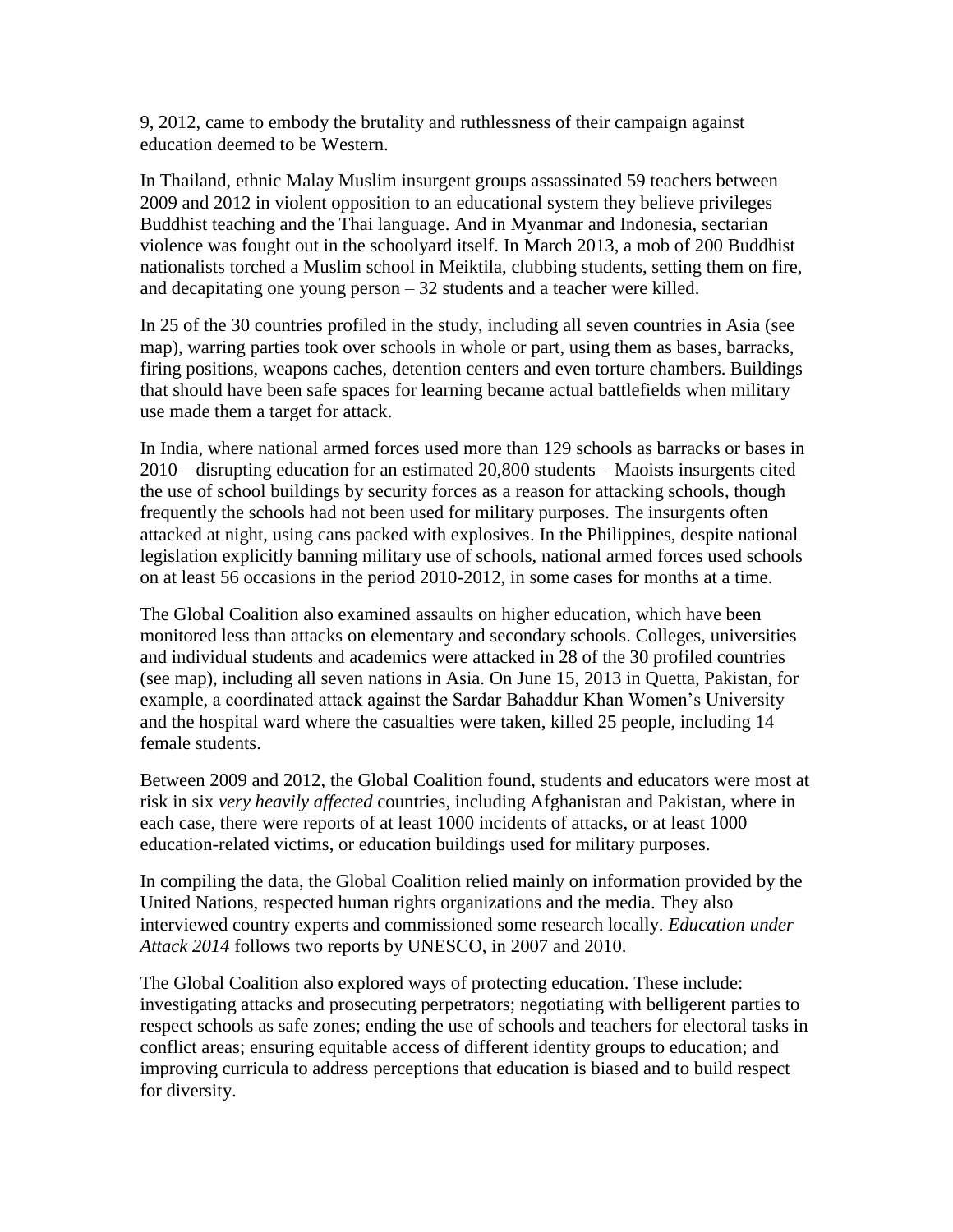9, 2012, came to embody the brutality and ruthlessness of their campaign against education deemed to be Western.

In Thailand, ethnic Malay Muslim insurgent groups assassinated 59 teachers between 2009 and 2012 in violent opposition to an educational system they believe privileges Buddhist teaching and the Thai language. And in Myanmar and Indonesia, sectarian violence was fought out in the schoolyard itself. In March 2013, a mob of 200 Buddhist nationalists torched a Muslim school in Meiktila, clubbing students, setting them on fire, and decapitating one young person – 32 students and a teacher were killed.

In 25 of the 30 countries profiled in the study, including all seven countries in Asia (see map), warring parties took over schools in whole or part, using them as bases, barracks, firing positions, weapons caches, detention centers and even torture chambers. Buildings that should have been safe spaces for learning became actual battlefields when military use made them a target for attack.

In India, where national armed forces used more than 129 schools as barracks or bases in 2010 – disrupting education for an estimated 20,800 students – Maoists insurgents cited the use of school buildings by security forces as a reason for attacking schools, though frequently the schools had not been used for military purposes. The insurgents often attacked at night, using cans packed with explosives. In the Philippines, despite national legislation explicitly banning military use of schools, national armed forces used schools on at least 56 occasions in the period 2010-2012, in some cases for months at a time.

The Global Coalition also examined assaults on higher education, which have been monitored less than attacks on elementary and secondary schools. Colleges, universities and individual students and academics were attacked in 28 of the 30 profiled countries (see map), including all seven nations in Asia. On June 15, 2013 in Quetta, Pakistan, for example, a coordinated attack against the Sardar Bahaddur Khan Women's University and the hospital ward where the casualties were taken, killed 25 people, including 14 female students.

Between 2009 and 2012, the Global Coalition found, students and educators were most at risk in six *very heavily affected* countries, including Afghanistan and Pakistan, where in each case, there were reports of at least 1000 incidents of attacks, or at least 1000 education-related victims, or education buildings used for military purposes.

In compiling the data, the Global Coalition relied mainly on information provided by the United Nations, respected human rights organizations and the media. They also interviewed country experts and commissioned some research locally. *Education under Attack 2014* follows two reports by UNESCO, in 2007 and 2010.

The Global Coalition also explored ways of protecting education. These include: investigating attacks and prosecuting perpetrators; negotiating with belligerent parties to respect schools as safe zones; ending the use of schools and teachers for electoral tasks in conflict areas; ensuring equitable access of different identity groups to education; and improving curricula to address perceptions that education is biased and to build respect for diversity.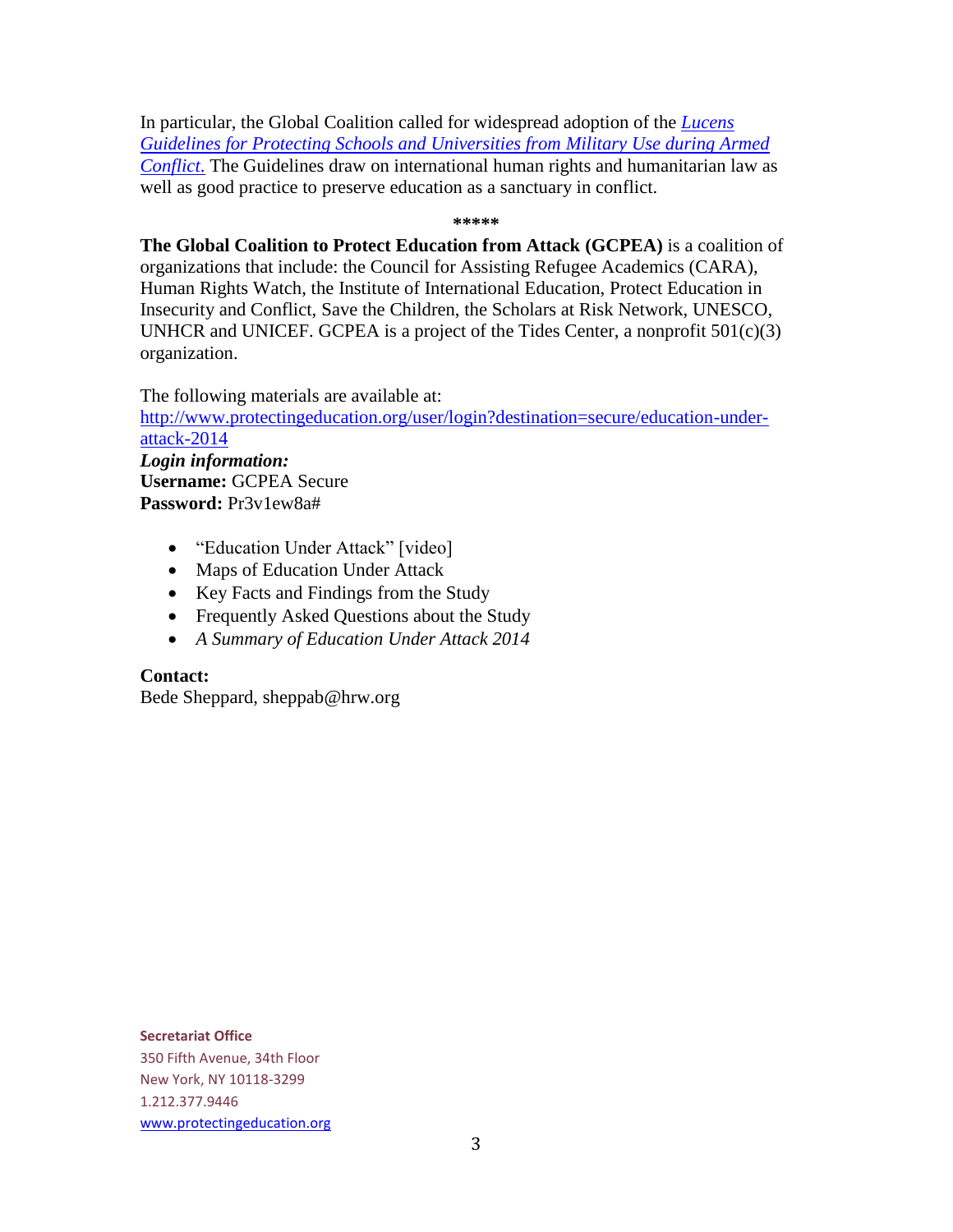In particular, the Global Coalition called for widespread adoption of the [*Lucens Guidelines for Protecting Schools and Universities from Military Use during Armed Conflict*](). The Guidelines draw on international human rights and humanitarian law as well as good practice to preserve education as a sanctuary in conflict.

*****

**The Global Coalition to Protect Education from Attack (GCPEA)** is a coalition of organizations that include: the Council for Assisting Refugee Academics (CARA), Human Rights Watch, the Institute of International Education, Protect Education in Insecurity and Conflict, Save the Children, the Scholars at Risk Network, UNESCO, UNHCR and UNICEF. GCPEA is a project of the Tides Center, a nonprofit 501(c)(3) organization.

The following materials are available at:
http://www.protectingeducation.org/user/login?destination=secure/education-under-attack-2014
***Login information:***
**Username:** GCPEA Secure
**Password:** Pr3v1ew8a#

- "Education Under Attack" [video]
- Maps of Education Under Attack
- Key Facts and Findings from the Study
- Frequently Asked Questions about the Study
- *A Summary of Education Under Attack 2014*

**Contact:**
Bede Sheppard, sheppab@hrw.org

**Secretariat Office**
350 Fifth Avenue, 34th Floor
New York, NY 10118-3299
1.212.377.9446
www.protectingeducation.org